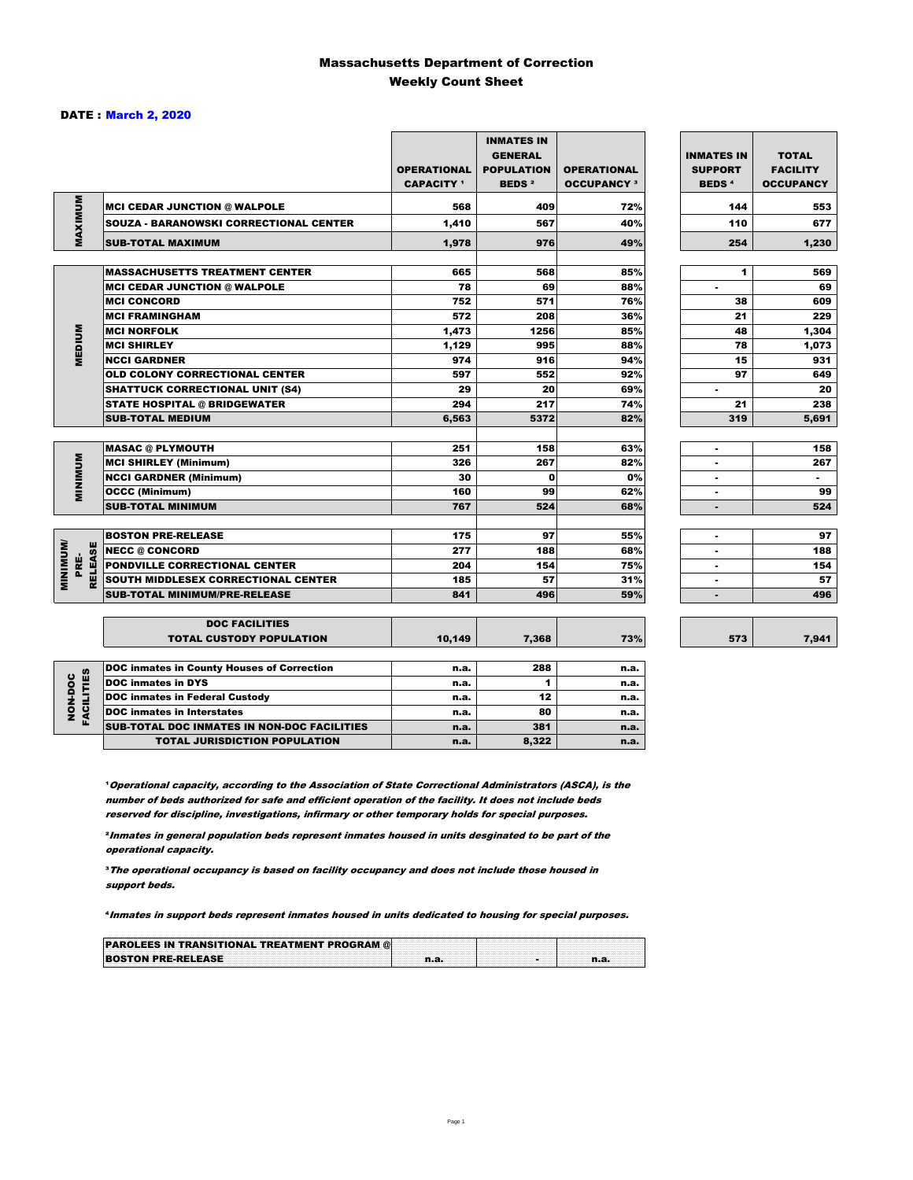# Massachusetts Department of Correction
## Weekly Count Sheet

**DATE : March 2, 2020**

| | | OPERATIONAL CAPACITY [1] | INMATES IN GENERAL POPULATION BEDS [2] | OPERATIONAL OCCUPANCY [3] | INMATES IN SUPPORT BEDS [4] | TOTAL FACILITY OCCUPANCY |
|---|---|---|---|---|---|---|
| MAXIMUM | MCI CEDAR JUNCTION @ WALPOLE | 568 | 409 | 72% | 144 | 553 |
| | SOUZA - BARANOWSKI CORRECTIONAL CENTER | 1,410 | 567 | 40% | 110 | 677 |
| | SUB-TOTAL MAXIMUM | 1,978 | 976 | 49% | 254 | 1,230 |
| MEDIUM | MASSACHUSETTS TREATMENT CENTER | 665 | 568 | 85% | 1 | 569 |
| | MCI CEDAR JUNCTION @ WALPOLE | 78 | 69 | 88% | - | 69 |
| | MCI CONCORD | 752 | 571 | 76% | 38 | 609 |
| | MCI FRAMINGHAM | 572 | 208 | 36% | 21 | 229 |
| | MCI NORFOLK | 1,473 | 1256 | 85% | 48 | 1,304 |
| | MCI SHIRLEY | 1,129 | 995 | 88% | 78 | 1,073 |
| | NCCI GARDNER | 974 | 916 | 94% | 15 | 931 |
| | OLD COLONY CORRECTIONAL CENTER | 597 | 552 | 92% | 97 | 649 |
| | SHATTUCK CORRECTIONAL UNIT (S4) | 29 | 20 | 69% | - | 20 |
| | STATE HOSPITAL @ BRIDGEWATER | 294 | 217 | 74% | 21 | 238 |
| | SUB-TOTAL MEDIUM | 6,563 | 5372 | 82% | 319 | 5,691 |
| MINIMUM | MASAC @ PLYMOUTH | 251 | 158 | 63% | - | 158 |
| | MCI SHIRLEY (Minimum) | 326 | 267 | 82% | - | 267 |
| | NCCI GARDNER (Minimum) | 30 | 0 | 0% | - | - |
| | OCCC (Minimum) | 160 | 99 | 62% | - | 99 |
| | SUB-TOTAL MINIMUM | 767 | 524 | 68% | - | 524 |
| MINIMUM/ PRE-RELEASE | BOSTON PRE-RELEASE | 175 | 97 | 55% | - | 97 |
| | NECC @ CONCORD | 277 | 188 | 68% | - | 188 |
| | PONDVILLE CORRECTIONAL CENTER | 204 | 154 | 75% | - | 154 |
| | SOUTH MIDDLESEX CORRECTIONAL CENTER | 185 | 57 | 31% | - | 57 |
| | SUB-TOTAL MINIMUM/PRE-RELEASE | 841 | 496 | 59% | - | 496 |
| | DOC FACILITIES TOTAL CUSTODY POPULATION | 10,149 | 7,368 | 73% | 573 | 7,941 |
| NON-DOC FACILITIES | DOC inmates in County Houses of Correction | n.a. | 288 | n.a. | | |
| | DOC inmates in DYS | n.a. | 1 | n.a. | | |
| | DOC inmates in Federal Custody | n.a. | 12 | n.a. | | |
| | DOC inmates in Interstates | n.a. | 80 | n.a. | | |
| | SUB-TOTAL DOC INMATES IN NON-DOC FACILITIES | n.a. | 381 | n.a. | | |
| | TOTAL JURISDICTION POPULATION | n.a. | 8,322 | n.a. | | |

[1] *Operational capacity, according to the Association of State Correctional Administrators (ASCA), is the number of beds authorized for safe and efficient operation of the facility. It does not include beds reserved for discipline, investigations, infirmary or other temporary holds for special purposes.*

[2] *Inmates in general population beds represent inmates housed in units desginated to be part of the operational capacity.*

[3] *The operational occupancy is based on facility occupancy and does not include those housed in support beds.*

[4] *Inmates in support beds represent inmates housed in units dedicated to housing for special purposes.*

| PAROLEES IN TRANSITIONAL TREATMENT PROGRAM @ BOSTON PRE-RELEASE | n.a. | - | n.a. |
|---|---|---|---|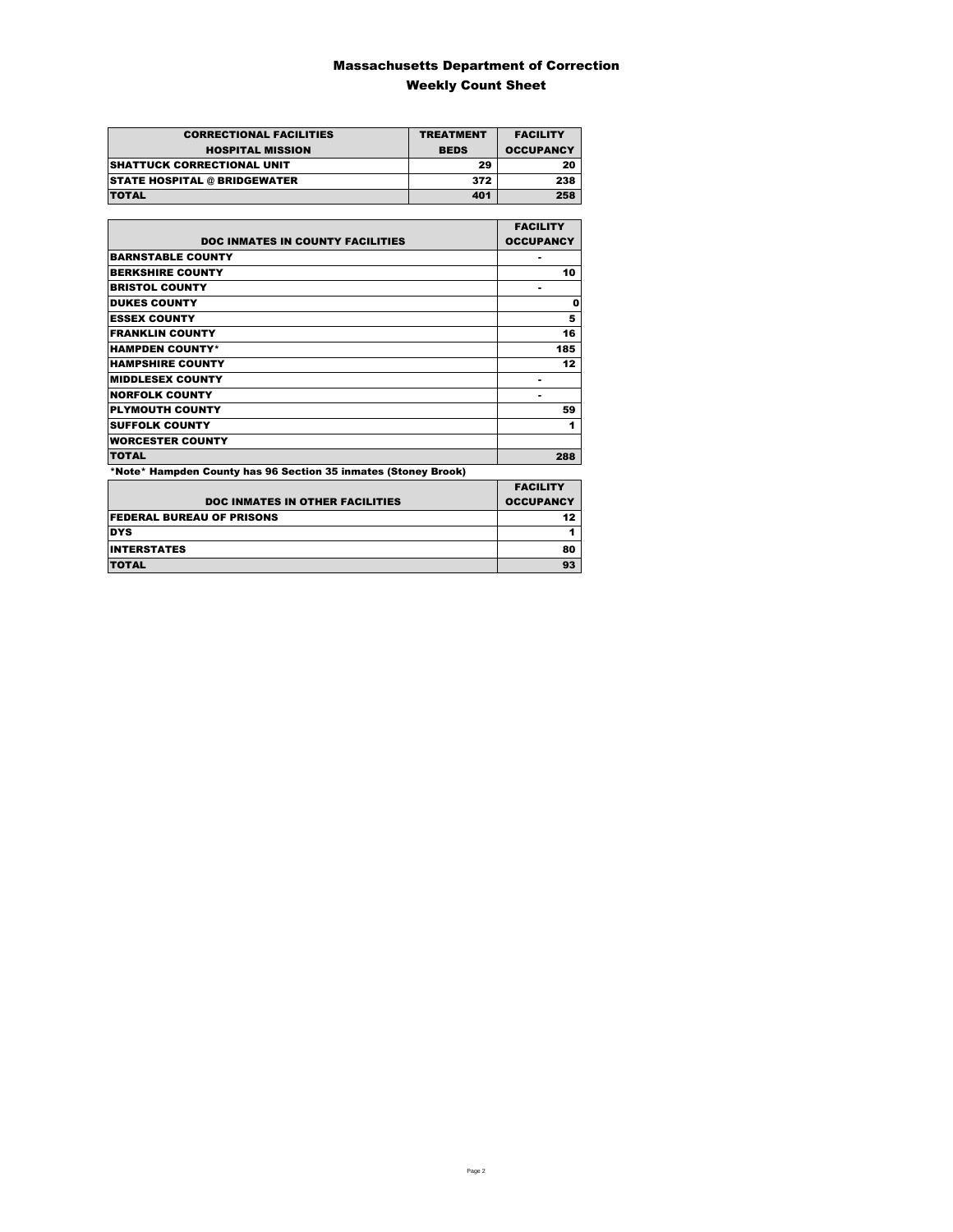# Massachusetts Department of Correction
## Weekly Count Sheet

| CORRECTIONAL FACILITIES HOSPITAL MISSION | TREATMENT BEDS | FACILITY OCCUPANCY |
|---|---|---|
| SHATTUCK CORRECTIONAL UNIT | 29 | 20 |
| STATE HOSPITAL @ BRIDGEWATER | 372 | 238 |
| TOTAL | 401 | 258 |

| DOC INMATES IN COUNTY FACILITIES | FACILITY OCCUPANCY |
|---|---|
| BARNSTABLE COUNTY | - |
| BERKSHIRE COUNTY | 10 |
| BRISTOL COUNTY | - |
| DUKES COUNTY | 0 |
| ESSEX COUNTY | 5 |
| FRANKLIN COUNTY | 16 |
| HAMPDEN COUNTY* | 185 |
| HAMPSHIRE COUNTY | 12 |
| MIDDLESEX COUNTY | - |
| NORFOLK COUNTY | - |
| PLYMOUTH COUNTY | 59 |
| SUFFOLK COUNTY | 1 |
| WORCESTER COUNTY | |
| TOTAL | 288 |

*Note* Hampden County has 96 Section 35 inmates (Stoney Brook)

| DOC INMATES IN OTHER FACILITIES | FACILITY OCCUPANCY |
|---|---|
| FEDERAL BUREAU OF PRISONS | 12 |
| DYS | 1 |
| INTERSTATES | 80 |
| TOTAL | 93 |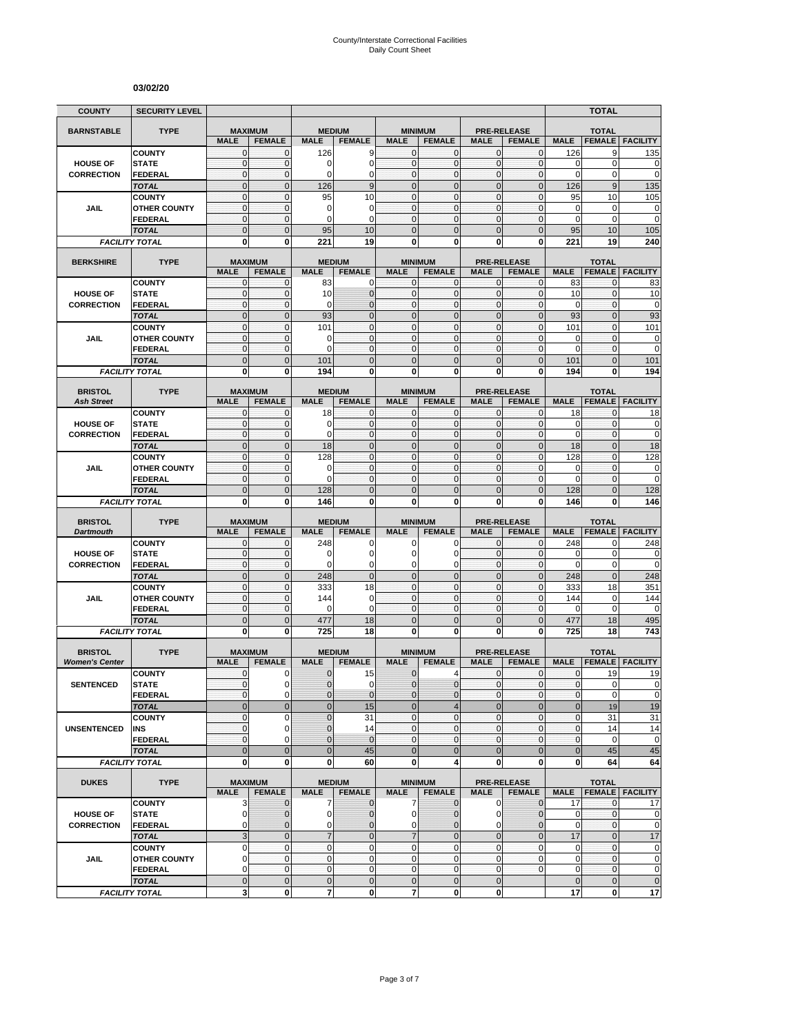County/Interstate Correctional Facilities
Daily Count Sheet

**03/02/20**

| COUNTY | SECURITY LEVEL | | | | | | | | | TOTAL | | |
|---|---|---|---|---|---|---|---|---|---|---|---|---|
| **BARNSTABLE** | **TYPE** | **MAXIMUM** | | **MEDIUM** | | **MINIMUM** | | **PRE-RELEASE** | | **TOTAL** | | |
| | | **MALE** | **FEMALE** | **MALE** | **FEMALE** | **MALE** | **FEMALE** | **MALE** | **FEMALE** | **MALE** | **FEMALE** | **FACILITY** |
| **HOUSE OF CORRECTION** | COUNTY | 0 | 0 | 126 | 9 | 0 | 0 | 0 | 0 | 126 | 9 | 135 |
| | STATE | 0 | 0 | 0 | 0 | 0 | 0 | 0 | 0 | 0 | 0 | 0 |
| | FEDERAL | 0 | 0 | 0 | 0 | 0 | 0 | 0 | 0 | 0 | 0 | 0 |
| | *TOTAL* | 0 | 0 | 126 | 9 | 0 | 0 | 0 | 0 | 126 | 9 | 135 |
| **JAIL** | COUNTY | 0 | 0 | 95 | 10 | 0 | 0 | 0 | 0 | 95 | 10 | 105 |
| | OTHER COUNTY | 0 | 0 | 0 | 0 | 0 | 0 | 0 | 0 | 0 | 0 | 0 |
| | FEDERAL | 0 | 0 | 0 | 0 | 0 | 0 | 0 | 0 | 0 | 0 | 0 |
| | *TOTAL* | 0 | 0 | 95 | 10 | 0 | 0 | 0 | 0 | 95 | 10 | 105 |
| *FACILITY TOTAL* | | **0** | **0** | **221** | **19** | **0** | **0** | **0** | **0** | **221** | **19** | **240** |
| **BERKSHIRE** | **TYPE** | **MAXIMUM** | | **MEDIUM** | | **MINIMUM** | | **PRE-RELEASE** | | **TOTAL** | | |
| | | **MALE** | **FEMALE** | **MALE** | **FEMALE** | **MALE** | **FEMALE** | **MALE** | **FEMALE** | **MALE** | **FEMALE** | **FACILITY** |
| **HOUSE OF CORRECTION** | COUNTY | 0 | 0 | 83 | 0 | 0 | 0 | 0 | 0 | 83 | 0 | 83 |
| | STATE | 0 | 0 | 10 | 0 | 0 | 0 | 0 | 0 | 10 | 0 | 10 |
| | FEDERAL | 0 | 0 | 0 | 0 | 0 | 0 | 0 | 0 | 0 | 0 | 0 |
| | *TOTAL* | 0 | 0 | 93 | 0 | 0 | 0 | 0 | 0 | 93 | 0 | 93 |
| **JAIL** | COUNTY | 0 | 0 | 101 | 0 | 0 | 0 | 0 | 0 | 101 | 0 | 101 |
| | OTHER COUNTY | 0 | 0 | 0 | 0 | 0 | 0 | 0 | 0 | 0 | 0 | 0 |
| | FEDERAL | 0 | 0 | 0 | 0 | 0 | 0 | 0 | 0 | 0 | 0 | 0 |
| | *TOTAL* | 0 | 0 | 101 | 0 | 0 | 0 | 0 | 0 | 101 | 0 | 101 |
| *FACILITY TOTAL* | | **0** | **0** | **194** | **0** | **0** | **0** | **0** | **0** | **194** | **0** | **194** |
| **BRISTOL** *Ash Street* | **TYPE** | **MAXIMUM** | | **MEDIUM** | | **MINIMUM** | | **PRE-RELEASE** | | **TOTAL** | | |
| | | **MALE** | **FEMALE** | **MALE** | **FEMALE** | **MALE** | **FEMALE** | **MALE** | **FEMALE** | **MALE** | **FEMALE** | **FACILITY** |
| **HOUSE OF CORRECTION** | COUNTY | 0 | 0 | 18 | 0 | 0 | 0 | 0 | 0 | 18 | 0 | 18 |
| | STATE | 0 | 0 | 0 | 0 | 0 | 0 | 0 | 0 | 0 | 0 | 0 |
| | FEDERAL | 0 | 0 | 0 | 0 | 0 | 0 | 0 | 0 | 0 | 0 | 0 |
| | *TOTAL* | 0 | 0 | 18 | 0 | 0 | 0 | 0 | 0 | 18 | 0 | 18 |
| **JAIL** | COUNTY | 0 | 0 | 128 | 0 | 0 | 0 | 0 | 0 | 128 | 0 | 128 |
| | OTHER COUNTY | 0 | 0 | 0 | 0 | 0 | 0 | 0 | 0 | 0 | 0 | 0 |
| | FEDERAL | 0 | 0 | 0 | 0 | 0 | 0 | 0 | 0 | 0 | 0 | 0 |
| | *TOTAL* | 0 | 0 | 128 | 0 | 0 | 0 | 0 | 0 | 128 | 0 | 128 |
| *FACILITY TOTAL* | | **0** | **0** | **146** | **0** | **0** | **0** | **0** | **0** | **146** | **0** | **146** |
| **BRISTOL** *Dartmouth* | **TYPE** | **MAXIMUM** | | **MEDIUM** | | **MINIMUM** | | **PRE-RELEASE** | | **TOTAL** | | |
| | | **MALE** | **FEMALE** | **MALE** | **FEMALE** | **MALE** | **FEMALE** | **MALE** | **FEMALE** | **MALE** | **FEMALE** | **FACILITY** |
| **HOUSE OF CORRECTION** | COUNTY | 0 | 0 | 248 | 0 | 0 | 0 | 0 | 0 | 248 | 0 | 248 |
| | STATE | 0 | 0 | 0 | 0 | 0 | 0 | 0 | 0 | 0 | 0 | 0 |
| | FEDERAL | 0 | 0 | 0 | 0 | 0 | 0 | 0 | 0 | 0 | 0 | 0 |
| | *TOTAL* | 0 | 0 | 248 | 0 | 0 | 0 | 0 | 0 | 248 | 0 | 248 |
| **JAIL** | COUNTY | 0 | 0 | 333 | 18 | 0 | 0 | 0 | 0 | 333 | 18 | 351 |
| | OTHER COUNTY | 0 | 0 | 144 | 0 | 0 | 0 | 0 | 0 | 144 | 0 | 144 |
| | FEDERAL | 0 | 0 | 0 | 0 | 0 | 0 | 0 | 0 | 0 | 0 | 0 |
| | *TOTAL* | 0 | 0 | 477 | 18 | 0 | 0 | 0 | 0 | 477 | 18 | 495 |
| *FACILITY TOTAL* | | **0** | **0** | **725** | **18** | **0** | **0** | **0** | **0** | **725** | **18** | **743** |
| **BRISTOL** *Women's Center* | **TYPE** | **MAXIMUM** | | **MEDIUM** | | **MINIMUM** | | **PRE-RELEASE** | | **TOTAL** | | |
| | | **MALE** | **FEMALE** | **MALE** | **FEMALE** | **MALE** | **FEMALE** | **MALE** | **FEMALE** | **MALE** | **FEMALE** | **FACILITY** |
| **SENTENCED** | COUNTY | 0 | 0 | 0 | 15 | 0 | 4 | 0 | 0 | 0 | 19 | 19 |
| | STATE | 0 | 0 | 0 | 0 | 0 | 0 | 0 | 0 | 0 | 0 | 0 |
| | FEDERAL | 0 | 0 | 0 | 0 | 0 | 0 | 0 | 0 | 0 | 0 | 0 |
| | *TOTAL* | 0 | 0 | 0 | 15 | 0 | 4 | 0 | 0 | 0 | 19 | 19 |
| **UNSENTENCED** | COUNTY | 0 | 0 | 0 | 31 | 0 | 0 | 0 | 0 | 0 | 31 | 31 |
| | INS | 0 | 0 | 0 | 14 | 0 | 0 | 0 | 0 | 0 | 14 | 14 |
| | FEDERAL | 0 | 0 | 0 | 0 | 0 | 0 | 0 | 0 | 0 | 0 | 0 |
| | *TOTAL* | 0 | 0 | 0 | 45 | 0 | 0 | 0 | 0 | 0 | 45 | 45 |
| *FACILITY TOTAL* | | **0** | **0** | **0** | **60** | **0** | **4** | **0** | **0** | **0** | **64** | **64** |
| **DUKES** | **TYPE** | **MAXIMUM** | | **MEDIUM** | | **MINIMUM** | | **PRE-RELEASE** | | **TOTAL** | | |
| | | **MALE** | **FEMALE** | **MALE** | **FEMALE** | **MALE** | **FEMALE** | **MALE** | **FEMALE** | **MALE** | **FEMALE** | **FACILITY** |
| **HOUSE OF CORRECTION** | COUNTY | 3 | 0 | 7 | 0 | 7 | 0 | 0 | 0 | 17 | 0 | 17 |
| | STATE | 0 | 0 | 0 | 0 | 0 | 0 | 0 | 0 | 0 | 0 | 0 |
| | FEDERAL | 0 | 0 | 0 | 0 | 0 | 0 | 0 | 0 | 0 | 0 | 0 |
| | *TOTAL* | 3 | 0 | 7 | 0 | 7 | 0 | 0 | 0 | 17 | 0 | 17 |
| **JAIL** | COUNTY | 0 | 0 | 0 | 0 | 0 | 0 | 0 | 0 | 0 | 0 | 0 |
| | OTHER COUNTY | 0 | 0 | 0 | 0 | 0 | 0 | 0 | 0 | 0 | 0 | 0 |
| | FEDERAL | 0 | 0 | 0 | 0 | 0 | 0 | 0 | 0 | 0 | 0 | 0 |
| | *TOTAL* | 0 | 0 | 0 | 0 | 0 | 0 | 0 | | 0 | 0 | 0 |
| *FACILITY TOTAL* | | **3** | **0** | **7** | **0** | **7** | **0** | **0** | | **17** | **0** | **17** |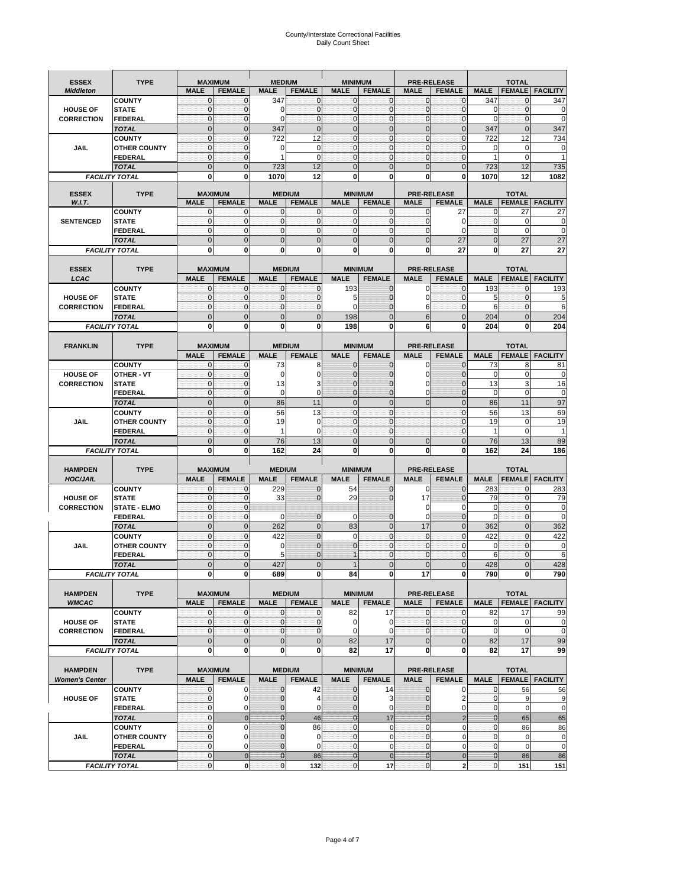# County/Interstate Correctional Facilities
# Daily Count Sheet

| ESSEX *Middleton* | TYPE | MAXIMUM | | MEDIUM | | MINIMUM | | PRE-RELEASE | | TOTAL | | |
|---|---|---|---|---|---|---|---|---|---|---|---|---|
| | | MALE | FEMALE | MALE | FEMALE | MALE | FEMALE | MALE | FEMALE | MALE | FEMALE | FACILITY |
| HOUSE OF CORRECTION | COUNTY | 0 | 0 | 347 | 0 | 0 | 0 | 0 | 0 | 347 | 0 | 347 |
| | STATE | 0 | 0 | 0 | 0 | 0 | 0 | 0 | 0 | 0 | 0 | 0 |
| | FEDERAL | 0 | 0 | 0 | 0 | 0 | 0 | 0 | 0 | 0 | 0 | 0 |
| | TOTAL | 0 | 0 | 347 | 0 | 0 | 0 | 0 | 0 | 347 | 0 | 347 |
| JAIL | COUNTY | 0 | 0 | 722 | 12 | 0 | 0 | 0 | 0 | 722 | 12 | 734 |
| | OTHER COUNTY | 0 | 0 | 0 | 0 | 0 | 0 | 0 | 0 | 0 | 0 | 0 |
| | FEDERAL | 0 | 0 | 1 | 0 | 0 | 0 | 0 | 0 | 1 | 0 | 1 |
| | TOTAL | 0 | 0 | 723 | 12 | 0 | 0 | 0 | 0 | 723 | 12 | 735 |
| FACILITY TOTAL | | 0 | 0 | 1070 | 12 | 0 | 0 | 0 | 0 | 1070 | 12 | 1082 |

| ESSEX *W.I.T.* | TYPE | MAXIMUM | | MEDIUM | | MINIMUM | | PRE-RELEASE | | TOTAL | | |
|---|---|---|---|---|---|---|---|---|---|---|---|---|
| | | MALE | FEMALE | MALE | FEMALE | MALE | FEMALE | MALE | FEMALE | MALE | FEMALE | FACILITY |
| SENTENCED | COUNTY | 0 | 0 | 0 | 0 | 0 | 0 | 0 | 27 | 0 | 27 | 27 |
| | STATE | 0 | 0 | 0 | 0 | 0 | 0 | 0 | 0 | 0 | 0 | 0 |
| | FEDERAL | 0 | 0 | 0 | 0 | 0 | 0 | 0 | 0 | 0 | 0 | 0 |
| | TOTAL | 0 | 0 | 0 | 0 | 0 | 0 | 0 | 27 | 0 | 27 | 27 |
| FACILITY TOTAL | | 0 | 0 | 0 | 0 | 0 | 0 | 0 | 27 | 0 | 27 | 27 |

| ESSEX *LCAC* | TYPE | MAXIMUM | | MEDIUM | | MINIMUM | | PRE-RELEASE | | TOTAL | | |
|---|---|---|---|---|---|---|---|---|---|---|---|---|
| | | MALE | FEMALE | MALE | FEMALE | MALE | FEMALE | MALE | FEMALE | MALE | FEMALE | FACILITY |
| HOUSE OF CORRECTION | COUNTY | 0 | 0 | 0 | 0 | 193 | 0 | 0 | 0 | 193 | 0 | 193 |
| | STATE | 0 | 0 | 0 | 0 | 5 | 0 | 0 | 0 | 5 | 0 | 5 |
| | FEDERAL | 0 | 0 | 0 | 0 | 0 | 0 | 6 | 0 | 6 | 0 | 6 |
| | TOTAL | 0 | 0 | 0 | 0 | 198 | 0 | 6 | 0 | 204 | 0 | 204 |
| FACILITY TOTAL | | 0 | 0 | 0 | 0 | 198 | 0 | 6 | 0 | 204 | 0 | 204 |

| FRANKLIN | TYPE | MAXIMUM | | MEDIUM | | MINIMUM | | PRE-RELEASE | | TOTAL | | |
|---|---|---|---|---|---|---|---|---|---|---|---|---|
| | | MALE | FEMALE | MALE | FEMALE | MALE | FEMALE | MALE | FEMALE | MALE | FEMALE | FACILITY |
| HOUSE OF CORRECTION | COUNTY | 0 | 0 | 73 | 8 | 0 | 0 | 0 | 0 | 73 | 8 | 81 |
| | OTHER - VT | 0 | 0 | 0 | 0 | 0 | 0 | 0 | 0 | 0 | 0 | 0 |
| | STATE | 0 | 0 | 13 | 3 | 0 | 0 | 0 | 0 | 13 | 3 | 16 |
| | FEDERAL | 0 | 0 | 0 | 0 | 0 | 0 | 0 | 0 | 0 | 0 | 0 |
| | TOTAL | 0 | 0 | 86 | 11 | 0 | 0 | 0 | 0 | 86 | 11 | 97 |
| JAIL | COUNTY | 0 | 0 | 56 | 13 | 0 | 0 | | 0 | 56 | 13 | 69 |
| | OTHER COUNTY | 0 | 0 | 19 | 0 | 0 | 0 | | 0 | 19 | 0 | 19 |
| | FEDERAL | 0 | 0 | 1 | 0 | 0 | 0 | | 0 | 1 | 0 | 1 |
| | TOTAL | 0 | 0 | 76 | 13 | 0 | 0 | 0 | 0 | 76 | 13 | 89 |
| FACILITY TOTAL | | 0 | 0 | 162 | 24 | 0 | 0 | 0 | 0 | 162 | 24 | 186 |

| HAMPDEN *HOC/JAIL* | TYPE | MAXIMUM | | MEDIUM | | MINIMUM | | PRE-RELEASE | | TOTAL | | |
|---|---|---|---|---|---|---|---|---|---|---|---|---|
| | | MALE | FEMALE | MALE | FEMALE | MALE | FEMALE | MALE | FEMALE | MALE | FEMALE | FACILITY |
| HOUSE OF CORRECTION | COUNTY | 0 | 0 | 229 | 0 | 54 | 0 | 0 | 0 | 283 | 0 | 283 |
| | STATE | 0 | 0 | 33 | 0 | 29 | 0 | 17 | 0 | 79 | 0 | 79 |
| | STATE - ELMO | 0 | 0 | | | | | 0 | 0 | 0 | 0 | 0 |
| | FEDERAL | 0 | 0 | 0 | 0 | 0 | 0 | 0 | 0 | 0 | 0 | 0 |
| | TOTAL | 0 | 0 | 262 | 0 | 83 | 0 | 17 | 0 | 362 | 0 | 362 |
| JAIL | COUNTY | 0 | 0 | 422 | 0 | 0 | 0 | 0 | 0 | 422 | 0 | 422 |
| | OTHER COUNTY | 0 | 0 | 0 | 0 | 0 | 0 | 0 | 0 | 0 | 0 | 0 |
| | FEDERAL | 0 | 0 | 5 | 0 | 1 | 0 | 0 | 0 | 6 | 0 | 6 |
| | TOTAL | 0 | 0 | 427 | 0 | 1 | 0 | 0 | 0 | 428 | 0 | 428 |
| FACILITY TOTAL | | 0 | 0 | 689 | 0 | 84 | 0 | 17 | 0 | 790 | 0 | 790 |

| HAMPDEN *WMCAC* | TYPE | MAXIMUM | | MEDIUM | | MINIMUM | | PRE-RELEASE | | TOTAL | | |
|---|---|---|---|---|---|---|---|---|---|---|---|---|
| | | MALE | FEMALE | MALE | FEMALE | MALE | FEMALE | MALE | FEMALE | MALE | FEMALE | FACILITY |
| HOUSE OF CORRECTION | COUNTY | 0 | 0 | 0 | 0 | 82 | 17 | 0 | 0 | 82 | 17 | 99 |
| | STATE | 0 | 0 | 0 | 0 | 0 | 0 | 0 | 0 | 0 | 0 | 0 |
| | FEDERAL | 0 | 0 | 0 | 0 | 0 | 0 | 0 | 0 | 0 | 0 | 0 |
| | TOTAL | 0 | 0 | 0 | 0 | 82 | 17 | 0 | 0 | 82 | 17 | 99 |
| FACILITY TOTAL | | 0 | 0 | 0 | 0 | 82 | 17 | 0 | 0 | 82 | 17 | 99 |

| HAMPDEN *Women's Center* | TYPE | MAXIMUM | | MEDIUM | | MINIMUM | | PRE-RELEASE | | TOTAL | | |
|---|---|---|---|---|---|---|---|---|---|---|---|---|
| | | MALE | FEMALE | MALE | FEMALE | MALE | FEMALE | MALE | FEMALE | MALE | FEMALE | FACILITY |
| HOUSE OF | COUNTY | 0 | 0 | 0 | 42 | 0 | 14 | 0 | 0 | 0 | 56 | 56 |
| | STATE | 0 | 0 | 0 | 4 | 0 | 3 | 0 | 2 | 0 | 9 | 9 |
| | FEDERAL | 0 | 0 | 0 | 0 | 0 | 0 | 0 | 0 | 0 | 0 | 0 |
| | TOTAL | 0 | 0 | 0 | 46 | 0 | 17 | 0 | 2 | 0 | 65 | 65 |
| JAIL | COUNTY | 0 | 0 | 0 | 86 | 0 | 0 | 0 | 0 | 0 | 86 | 86 |
| | OTHER COUNTY | 0 | 0 | 0 | 0 | 0 | 0 | 0 | 0 | 0 | 0 | 0 |
| | FEDERAL | 0 | 0 | 0 | 0 | 0 | 0 | 0 | 0 | 0 | 0 | 0 |
| | TOTAL | 0 | 0 | 0 | 86 | 0 | 0 | 0 | 0 | 0 | 86 | 86 |
| FACILITY TOTAL | | 0 | 0 | 0 | 132 | 0 | 17 | 0 | 2 | 0 | 151 | 151 |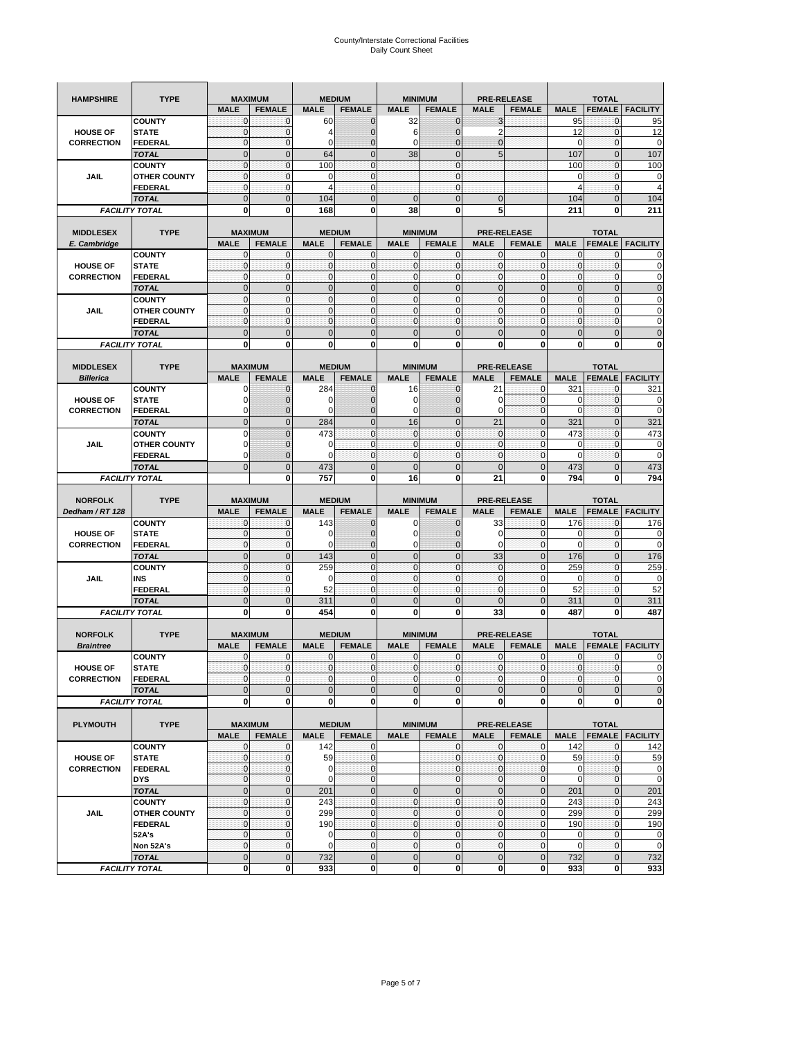# County/Interstate Correctional Facilities
## Daily Count Sheet

| HAMPSHIRE | TYPE | MAXIMUM | | MEDIUM | | MINIMUM | | PRE-RELEASE | | TOTAL | | |
|---|---|---|---|---|---|---|---|---|---|---|---|---|
| | | MALE | FEMALE | MALE | FEMALE | MALE | FEMALE | MALE | FEMALE | MALE | FEMALE | FACILITY |
| HOUSE OF CORRECTION | COUNTY | 0 | 0 | 60 | 0 | 32 | 0 | 3 | | 95 | 0 | 95 |
| | STATE | 0 | 0 | 4 | 0 | 6 | 0 | 2 | | 12 | 0 | 12 |
| | FEDERAL | 0 | 0 | 0 | 0 | 0 | 0 | 0 | | 0 | 0 | 0 |
| | TOTAL | 0 | 0 | 64 | 0 | 38 | 0 | 5 | | 107 | 0 | 107 |
| JAIL | COUNTY | 0 | 0 | 100 | 0 | | 0 | | | 100 | 0 | 100 |
| | OTHER COUNTY | 0 | 0 | 0 | 0 | | 0 | | | 0 | 0 | 0 |
| | FEDERAL | 0 | 0 | 4 | 0 | | 0 | | | 4 | 0 | 4 |
| | TOTAL | 0 | 0 | 104 | 0 | 0 | 0 | 0 | | 104 | 0 | 104 |
| FACILITY TOTAL | | 0 | 0 | 168 | 0 | 38 | 0 | 5 | | 211 | 0 | 211 |

| MIDDLESEX E. Cambridge | TYPE | MAXIMUM | | MEDIUM | | MINIMUM | | PRE-RELEASE | | TOTAL | | |
|---|---|---|---|---|---|---|---|---|---|---|---|---|
| | | MALE | FEMALE | MALE | FEMALE | MALE | FEMALE | MALE | FEMALE | MALE | FEMALE | FACILITY |
| HOUSE OF CORRECTION | COUNTY | 0 | 0 | 0 | 0 | 0 | 0 | 0 | 0 | 0 | 0 | 0 |
| | STATE | 0 | 0 | 0 | 0 | 0 | 0 | 0 | 0 | 0 | 0 | 0 |
| | FEDERAL | 0 | 0 | 0 | 0 | 0 | 0 | 0 | 0 | 0 | 0 | 0 |
| | TOTAL | 0 | 0 | 0 | 0 | 0 | 0 | 0 | 0 | 0 | 0 | 0 |
| JAIL | COUNTY | 0 | 0 | 0 | 0 | 0 | 0 | 0 | 0 | 0 | 0 | 0 |
| | OTHER COUNTY | 0 | 0 | 0 | 0 | 0 | 0 | 0 | 0 | 0 | 0 | 0 |
| | FEDERAL | 0 | 0 | 0 | 0 | 0 | 0 | 0 | 0 | 0 | 0 | 0 |
| | TOTAL | 0 | 0 | 0 | 0 | 0 | 0 | 0 | 0 | 0 | 0 | 0 |
| FACILITY TOTAL | | 0 | 0 | 0 | 0 | 0 | 0 | 0 | 0 | 0 | 0 | 0 |

| MIDDLESEX Billerica | TYPE | MAXIMUM | | MEDIUM | | MINIMUM | | PRE-RELEASE | | TOTAL | | |
|---|---|---|---|---|---|---|---|---|---|---|---|---|
| | | MALE | FEMALE | MALE | FEMALE | MALE | FEMALE | MALE | FEMALE | MALE | FEMALE | FACILITY |
| HOUSE OF CORRECTION | COUNTY | 0 | 0 | 284 | 0 | 16 | 0 | 21 | 0 | 321 | 0 | 321 |
| | STATE | 0 | 0 | 0 | 0 | 0 | 0 | 0 | 0 | 0 | 0 | 0 |
| | FEDERAL | 0 | 0 | 0 | 0 | 0 | 0 | 0 | 0 | 0 | 0 | 0 |
| | TOTAL | 0 | 0 | 284 | 0 | 16 | 0 | 21 | 0 | 321 | 0 | 321 |
| JAIL | COUNTY | 0 | 0 | 473 | 0 | 0 | 0 | 0 | 0 | 473 | 0 | 473 |
| | OTHER COUNTY | 0 | 0 | 0 | 0 | 0 | 0 | 0 | 0 | 0 | 0 | 0 |
| | FEDERAL | 0 | 0 | 0 | 0 | 0 | 0 | 0 | 0 | 0 | 0 | 0 |
| | TOTAL | 0 | 0 | 473 | 0 | 0 | 0 | 0 | 0 | 473 | 0 | 473 |
| FACILITY TOTAL | | | 0 | 757 | 0 | 16 | 0 | 21 | 0 | 794 | 0 | 794 |

| NORFOLK Dedham / RT 128 | TYPE | MAXIMUM | | MEDIUM | | MINIMUM | | PRE-RELEASE | | TOTAL | | |
|---|---|---|---|---|---|---|---|---|---|---|---|---|
| | | MALE | FEMALE | MALE | FEMALE | MALE | FEMALE | MALE | FEMALE | MALE | FEMALE | FACILITY |
| HOUSE OF CORRECTION | COUNTY | 0 | 0 | 143 | 0 | 0 | 0 | 33 | 0 | 176 | 0 | 176 |
| | STATE | 0 | 0 | 0 | 0 | 0 | 0 | 0 | 0 | 0 | 0 | 0 |
| | FEDERAL | 0 | 0 | 0 | 0 | 0 | 0 | 0 | 0 | 0 | 0 | 0 |
| | TOTAL | 0 | 0 | 143 | 0 | 0 | 0 | 33 | 0 | 176 | 0 | 176 |
| JAIL | COUNTY | 0 | 0 | 259 | 0 | 0 | 0 | 0 | 0 | 259 | 0 | 259 |
| | INS | 0 | 0 | 0 | 0 | 0 | 0 | 0 | 0 | 0 | 0 | 0 |
| | FEDERAL | 0 | 0 | 52 | 0 | 0 | 0 | 0 | 0 | 52 | 0 | 52 |
| | TOTAL | 0 | 0 | 311 | 0 | 0 | 0 | 0 | 0 | 311 | 0 | 311 |
| FACILITY TOTAL | | 0 | 0 | 454 | 0 | 0 | 0 | 33 | 0 | 487 | 0 | 487 |

| NORFOLK Braintree | TYPE | MAXIMUM | | MEDIUM | | MINIMUM | | PRE-RELEASE | | TOTAL | | |
|---|---|---|---|---|---|---|---|---|---|---|---|---|
| | | MALE | FEMALE | MALE | FEMALE | MALE | FEMALE | MALE | FEMALE | MALE | FEMALE | FACILITY |
| HOUSE OF CORRECTION | COUNTY | 0 | 0 | 0 | 0 | 0 | 0 | 0 | 0 | 0 | 0 | 0 |
| | STATE | 0 | 0 | 0 | 0 | 0 | 0 | 0 | 0 | 0 | 0 | 0 |
| | FEDERAL | 0 | 0 | 0 | 0 | 0 | 0 | 0 | 0 | 0 | 0 | 0 |
| | TOTAL | 0 | 0 | 0 | 0 | 0 | 0 | 0 | 0 | 0 | 0 | 0 |
| FACILITY TOTAL | | 0 | 0 | 0 | 0 | 0 | 0 | 0 | 0 | 0 | 0 | 0 |

| PLYMOUTH | TYPE | MAXIMUM | | MEDIUM | | MINIMUM | | PRE-RELEASE | | TOTAL | | |
|---|---|---|---|---|---|---|---|---|---|---|---|---|
| | | MALE | FEMALE | MALE | FEMALE | MALE | FEMALE | MALE | FEMALE | MALE | FEMALE | FACILITY |
| HOUSE OF CORRECTION | COUNTY | 0 | 0 | 142 | 0 | | 0 | 0 | 0 | 142 | 0 | 142 |
| | STATE | 0 | 0 | 59 | 0 | | 0 | 0 | 0 | 59 | 0 | 59 |
| | FEDERAL | 0 | 0 | 0 | 0 | | 0 | 0 | 0 | 0 | 0 | 0 |
| | DYS | 0 | 0 | 0 | 0 | | 0 | 0 | 0 | 0 | 0 | 0 |
| | TOTAL | 0 | 0 | 201 | 0 | 0 | 0 | 0 | 0 | 201 | 0 | 201 |
| JAIL | COUNTY | 0 | 0 | 243 | 0 | 0 | 0 | 0 | 0 | 243 | 0 | 243 |
| | OTHER COUNTY | 0 | 0 | 299 | 0 | 0 | 0 | 0 | 0 | 299 | 0 | 299 |
| | FEDERAL | 0 | 0 | 190 | 0 | 0 | 0 | 0 | 0 | 190 | 0 | 190 |
| | 52A's | 0 | 0 | 0 | 0 | 0 | 0 | 0 | 0 | 0 | 0 | 0 |
| | Non 52A's | 0 | 0 | 0 | 0 | 0 | 0 | 0 | 0 | 0 | 0 | 0 |
| | TOTAL | 0 | 0 | 732 | 0 | 0 | 0 | 0 | 0 | 732 | 0 | 732 |
| FACILITY TOTAL | | 0 | 0 | 933 | 0 | 0 | 0 | 0 | 0 | 933 | 0 | 933 |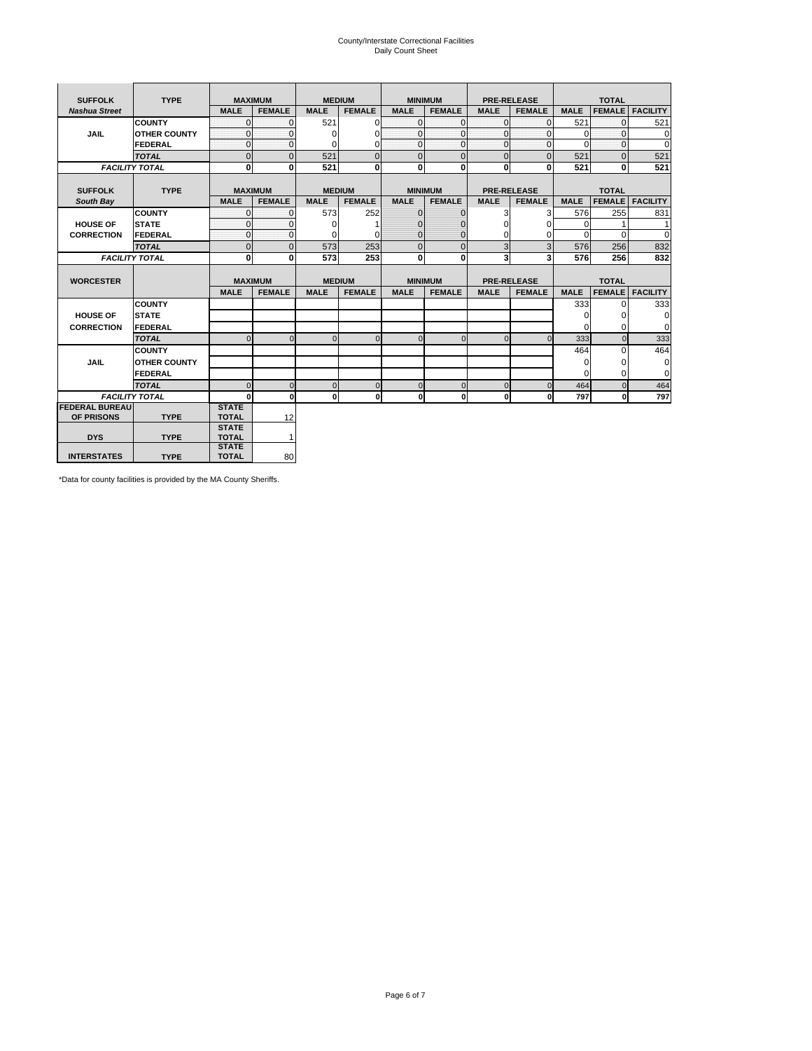County/Interstate Correctional Facilities
Daily Count Sheet

| SUFFOLK | TYPE | MAXIMUM | | MEDIUM | | MINIMUM | | PRE-RELEASE | | TOTAL | | |
|---|---|---|---|---|---|---|---|---|---|---|---|---|
| *Nashua Street* | | MALE | FEMALE | MALE | FEMALE | MALE | FEMALE | MALE | FEMALE | MALE | FEMALE | FACILITY |
| JAIL | COUNTY | 0 | 0 | 521 | 0 | 0 | 0 | 0 | 0 | 521 | 0 | 521 |
| | OTHER COUNTY | 0 | 0 | 0 | 0 | 0 | 0 | 0 | 0 | 0 | 0 | 0 |
| | FEDERAL | 0 | 0 | 0 | 0 | 0 | 0 | 0 | 0 | 0 | 0 | 0 |
| | *TOTAL* | 0 | 0 | 521 | 0 | 0 | 0 | 0 | 0 | 521 | 0 | 521 |
| *FACILITY TOTAL* | | **0** | **0** | **521** | **0** | **0** | **0** | **0** | **0** | **521** | **0** | **521** |

| SUFFOLK | TYPE | MAXIMUM | | MEDIUM | | MINIMUM | | PRE-RELEASE | | TOTAL | | |
|---|---|---|---|---|---|---|---|---|---|---|---|---|
| *South Bay* | | MALE | FEMALE | MALE | FEMALE | MALE | FEMALE | MALE | FEMALE | MALE | FEMALE | FACILITY |
| HOUSE OF CORRECTION | COUNTY | 0 | 0 | 573 | 252 | 0 | 0 | 3 | 3 | 576 | 255 | 831 |
| | STATE | 0 | 0 | 0 | 1 | 0 | 0 | 0 | 0 | 0 | 1 | 1 |
| | FEDERAL | 0 | 0 | 0 | 0 | 0 | 0 | 0 | 0 | 0 | 0 | 0 |
| | *TOTAL* | 0 | 0 | 573 | 253 | 0 | 0 | 3 | 3 | 576 | 256 | 832 |
| *FACILITY TOTAL* | | **0** | **0** | **573** | **253** | **0** | **0** | **3** | **3** | **576** | **256** | **832** |

| WORCESTER | | MAXIMUM | | MEDIUM | | MINIMUM | | PRE-RELEASE | | TOTAL | | |
|---|---|---|---|---|---|---|---|---|---|---|---|---|
| | | MALE | FEMALE | MALE | FEMALE | MALE | FEMALE | MALE | FEMALE | MALE | FEMALE | FACILITY |
| HOUSE OF CORRECTION | COUNTY | | | | | | | | | 333 | 0 | 333 |
| | STATE | | | | | | | | | 0 | 0 | 0 |
| | FEDERAL | | | | | | | | | 0 | 0 | 0 |
| | *TOTAL* | 0 | 0 | 0 | 0 | 0 | 0 | 0 | 0 | 333 | 0 | 333 |
| JAIL | COUNTY | | | | | | | | | 464 | 0 | 464 |
| | OTHER COUNTY | | | | | | | | | 0 | 0 | 0 |
| | FEDERAL | | | | | | | | | 0 | 0 | 0 |
| | *TOTAL* | 0 | 0 | 0 | 0 | 0 | 0 | 0 | 0 | 464 | 0 | 464 |
| *FACILITY TOTAL* | | **0** | **0** | **0** | **0** | **0** | **0** | **0** | **0** | **797** | **0** | **797** |

| | | | |
|---|---|---|---|
| FEDERAL BUREAU OF PRISONS | TYPE | STATE TOTAL | 12 |
| DYS | TYPE | STATE TOTAL | 1 |
| INTERSTATES | TYPE | STATE TOTAL | 80 |

*Data for county facilities is provided by the MA County Sheriffs.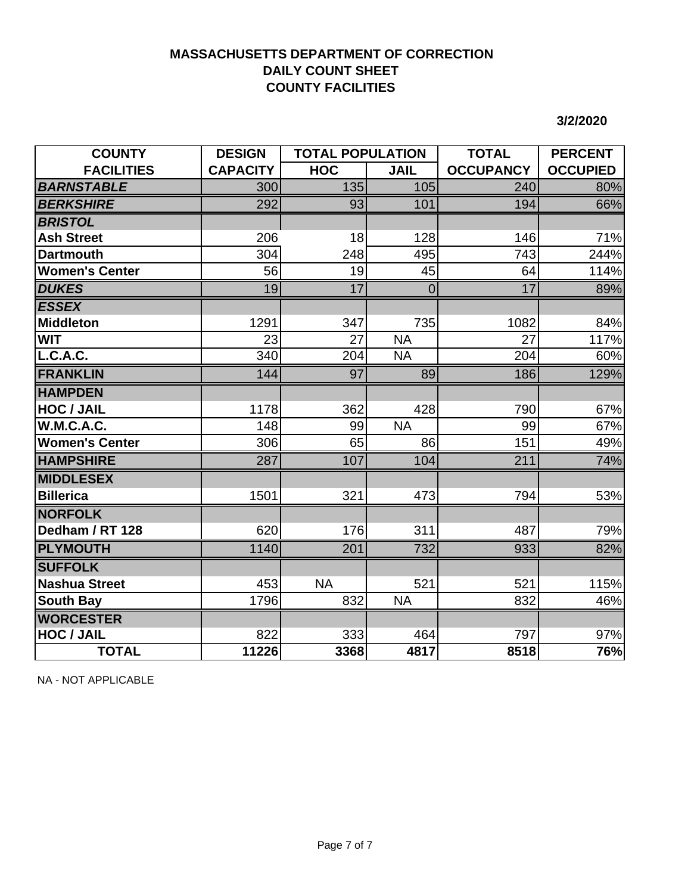# MASSACHUSETTS DEPARTMENT OF CORRECTION
# DAILY COUNT SHEET
# COUNTY FACILITIES

**3/2/2020**

| COUNTY FACILITIES | DESIGN CAPACITY | TOTAL POPULATION | | TOTAL OCCUPANCY | PERCENT OCCUPIED |
|---|---|---|---|---|---|
| | | HOC | JAIL | | |
| ***BARNSTABLE*** | 300 | 135 | 105 | 240 | 80% |
| ***BERKSHIRE*** | 292 | 93 | 101 | 194 | 66% |
| ***BRISTOL*** | | | | | |
| **Ash Street** | 206 | 18 | 128 | 146 | 71% |
| **Dartmouth** | 304 | 248 | 495 | 743 | 244% |
| **Women's Center** | 56 | 19 | 45 | 64 | 114% |
| ***DUKES*** | 19 | 17 | 0 | 17 | 89% |
| ***ESSEX*** | | | | | |
| **Middleton** | 1291 | 347 | 735 | 1082 | 84% |
| **WIT** | 23 | 27 | NA | 27 | 117% |
| **L.C.A.C.** | 340 | 204 | NA | 204 | 60% |
| **FRANKLIN** | 144 | 97 | 89 | 186 | 129% |
| **HAMPDEN** | | | | | |
| **HOC / JAIL** | 1178 | 362 | 428 | 790 | 67% |
| **W.M.C.A.C.** | 148 | 99 | NA | 99 | 67% |
| **Women's Center** | 306 | 65 | 86 | 151 | 49% |
| **HAMPSHIRE** | 287 | 107 | 104 | 211 | 74% |
| **MIDDLESEX** | | | | | |
| **Billerica** | 1501 | 321 | 473 | 794 | 53% |
| **NORFOLK** | | | | | |
| **Dedham / RT 128** | 620 | 176 | 311 | 487 | 79% |
| **PLYMOUTH** | 1140 | 201 | 732 | 933 | 82% |
| **SUFFOLK** | | | | | |
| **Nashua Street** | 453 | NA | 521 | 521 | 115% |
| **South Bay** | 1796 | 832 | NA | 832 | 46% |
| **WORCESTER** | | | | | |
| **HOC / JAIL** | 822 | 333 | 464 | 797 | 97% |
| **TOTAL** | **11226** | **3368** | **4817** | **8518** | **76%** |

NA - NOT APPLICABLE